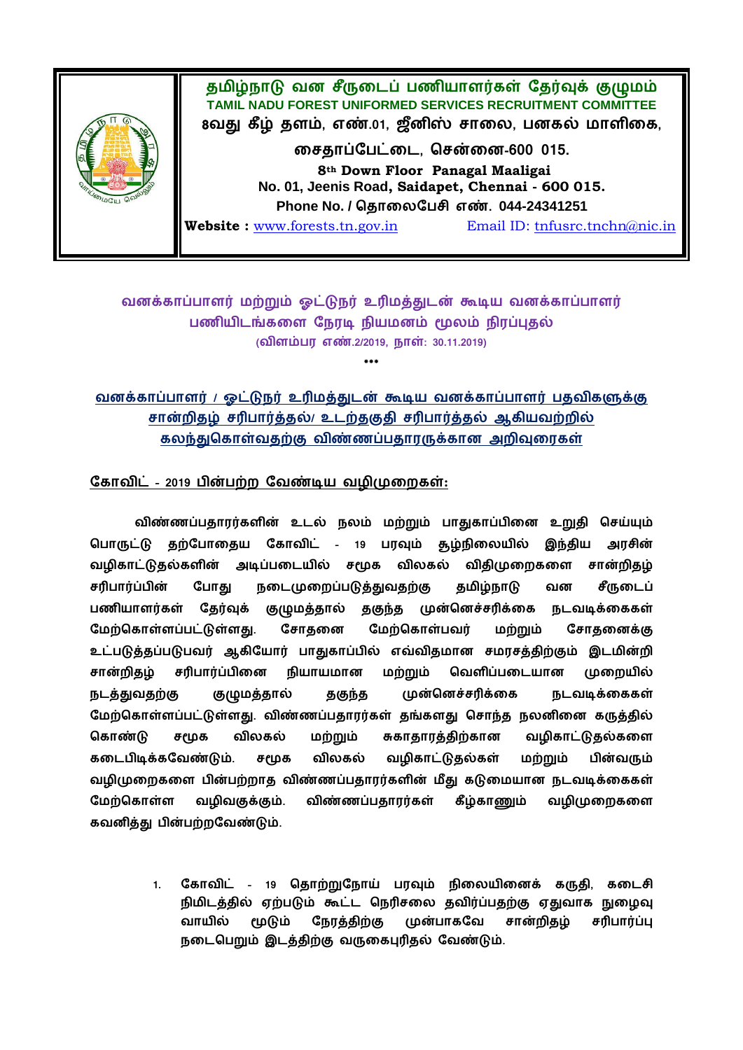**தமிழ்நாடு வன சீருடைப் பணியாளர்கள் தேர்வுக் குழுமம்**
**TAMIL NADU FOREST UNIFORMED SERVICES RECRUITMENT COMMITTEE**
**8வது கீழ் தளம், எண்.01, ஜீனிஸ் சாலை, பனகல் மாளிகை,**
**சைதாப்பேட்டை, சென்னை-600 015.**
**8th Down Floor Panagal Maaligai**
**No. 01, Jeenis Road, Saidapet, Chennai - 600 015.**
**Phone No. / தொலைபேசி எண். 044-24341251**
**Website :** www.forests.tn.gov.in Email ID: tnfusrc.tnchn@nic.in

## வனக்காப்பாளர் மற்றும் ஓட்டுநர் உரிமத்துடன் கூடிய வனக்காப்பாளர் பணியிடங்களை நேரடி நியமனம் மூலம் நிரப்புதல்

**(விளம்பர எண்.2/2019, நாள்: 30.11.2019)**

\*\*\*

## வனக்காப்பாளர் / ஓட்டுநர் உரிமத்துடன் கூடிய வனக்காப்பாளர் பதவிகளுக்கு சான்றிதழ் சரிபார்த்தல்/ உடற்தகுதி சரிபார்த்தல் ஆகியவற்றில் கலந்துகொள்வதற்கு விண்ணப்பதாரருக்கான அறிவுரைகள்

### கோவிட் - 2019 பின்பற்ற வேண்டிய வழிமுறைகள்:

விண்ணப்பதாரர்களின் உடல் நலம் மற்றும் பாதுகாப்பினை உறுதி செய்யும் பொருட்டு தற்போதைய கோவிட் - 19 பரவும் சூழ்நிலையில் இந்திய அரசின் வழிகாட்டுதல்களின் அடிப்படையில் சமூக விலகல் விதிமுறைகளை சான்றிதழ் சரிபார்ப்பின் போது நடைமுறைப்படுத்துவதற்கு தமிழ்நாடு வன சீருடைப் பணியாளர்கள் தேர்வுக் குழுமத்தால் தகுந்த முன்னெச்சரிக்கை நடவடிக்கைகள் மேற்கொள்ளப்பட்டுள்ளது. சோதனை மேற்கொள்பவர் மற்றும் சோதனைக்கு உட்படுத்தப்படுபவர் ஆகியோர் பாதுகாப்பில் எவ்விதமான சமரசத்திற்கும் இடமின்றி சான்றிதழ் சரிபார்ப்பினை நியாயமான மற்றும் வெளிப்படையான முறையில் நடத்துவதற்கு குழுமத்தால் தகுந்த முன்னெச்சரிக்கை நடவடிக்கைகள் மேற்கொள்ளப்பட்டுள்ளது. விண்ணப்பதாரர்கள் தங்களது சொந்த நலனினை கருத்தில் கொண்டு சமூக விலகல் மற்றும் சுகாதாரத்திற்கான வழிகாட்டுதல்களை கடைபிடிக்கவேண்டும். சமூக விலகல் வழிகாட்டுதல்கள் மற்றும் பின்வரும் வழிமுறைகளை பின்பற்றாத விண்ணப்பதாரர்களின் மீது கடுமையான நடவடிக்கைகள் மேற்கொள்ள வழிவகுக்கும். விண்ணப்பதாரர்கள் கீழ்காணும் வழிமுறைகளை கவனித்து பின்பற்றவேண்டும்.

1. கோவிட் - 19 தொற்றுநோய் பரவும் நிலையினைக் கருதி, கடைசி நிமிடத்தில் ஏற்படும் கூட்ட நெரிசலை தவிர்ப்பதற்கு ஏதுவாக நுழைவு வாயில் மூடும் நேரத்திற்கு முன்பாகவே சான்றிதழ் சரிபார்ப்பு நடைபெறும் இடத்திற்கு வருகைபுரிதல் வேண்டும்.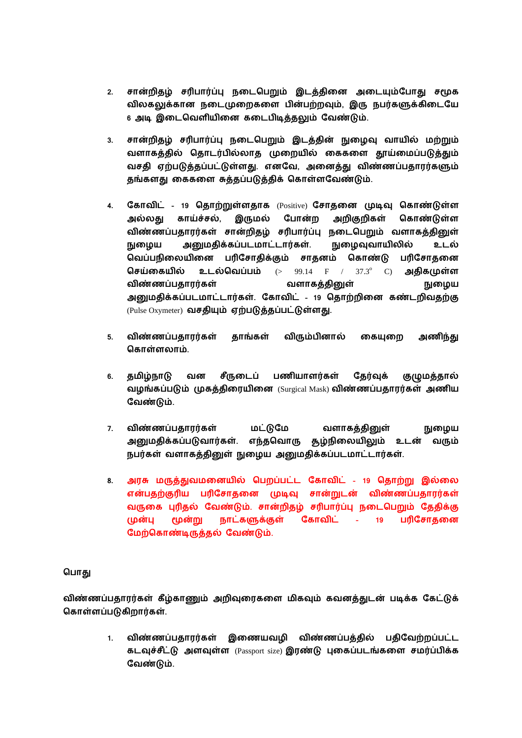2. சான்றிதழ் சரிபார்ப்பு நடைபெறும் இடத்தினை அடையும்போது சமூக விலகலுக்கான நடைமுறைகளை பின்பற்றவும், இரு நபர்களுக்கிடையே 6 அடி இடைவெளியினை கடைபிடித்தலும் வேண்டும்.

3. சான்றிதழ் சரிபார்ப்பு நடைபெறும் இடத்தின் நுழைவு வாயில் மற்றும் வளாகத்தில் தொடர்பில்லாத முறையில் கைகளை தூய்மைப்படுத்தும் வசதி ஏற்படுத்தப்பட்டுள்ளது. எனவே, அனைத்து விண்ணப்பதாரர்களும் தங்களது கைகளை சுத்தப்படுத்திக் கொள்ளவேண்டும்.

4. கோவிட் - 19 தொற்றுள்ளதாக (Positive) சோதனை முடிவு கொண்டுள்ள அல்லது காய்ச்சல், இருமல் போன்ற அறிகுறிகள் கொண்டுள்ள விண்ணப்பதாரர்கள் சான்றிதழ் சரிபார்ப்பு நடைபெறும் வளாகத்தினுள் நுழைய அனுமதிக்கப்படமாட்டார்கள். நுழைவுவாயிலில் உடல் வெப்பநிலையினை பரிசோதிக்கும் சாதனம் கொண்டு பரிசோதனை செய்கையில் உடல்வெப்பம் (> 99.14 F / 37.3° C) அதிகமுள்ள விண்ணப்பதாரர்கள் வளாகத்தினுள் நுழைய அனுமதிக்கப்படமாட்டார்கள். கோவிட் - 19 தொற்றினை கண்டறிவதற்கு (Pulse Oxymeter) வசதியும் ஏற்படுத்தப்பட்டுள்ளது.

5. விண்ணப்பதாரர்கள் தாங்கள் விரும்பினால் கையுறை அணிந்து கொள்ளலாம்.

6. தமிழ்நாடு வன சீருடைப் பணியாளர்கள் தேர்வுக் குழுமத்தால் வழங்கப்படும் முகத்திரையினை (Surgical Mask) விண்ணப்பதாரர்கள் அணிய வேண்டும்.

7. விண்ணப்பதாரர்கள் மட்டுமே வளாகத்தினுள் நுழைய அனுமதிக்கப்படுவார்கள். எந்தவொரு சூழ்நிலையிலும் உடன் வரும் நபர்கள் வளாகத்தினுள் நுழைய அனுமதிக்கப்படமாட்டார்கள்.

8. **அரசு மருத்துவமனையில் பெறப்பட்ட கோவிட் - 19 தொற்று இல்லை என்பதற்குரிய பரிசோதனை முடிவு சான்றுடன் விண்ணப்பதாரர்கள் வருகை புரிதல் வேண்டும். சான்றிதழ் சரிபார்ப்பு நடைபெறும் தேதிக்கு முன்பு மூன்று நாட்களுக்குள் கோவிட் - 19 பரிசோதனை மேற்கொண்டிருத்தல் வேண்டும்.**

**பொது**

**விண்ணப்பதாரர்கள் கீழ்காணும் அறிவுரைகளை மிகவும் கவனத்துடன் படிக்க கேட்டுக் கொள்ளப்படுகிறார்கள்.**

1. விண்ணப்பதாரர்கள் இணையவழி விண்ணப்பத்தில் பதிவேற்றப்பட்ட கடவுச்சீட்டு அளவுள்ள (Passport size) இரண்டு புகைப்படங்களை சமர்ப்பிக்க வேண்டும்.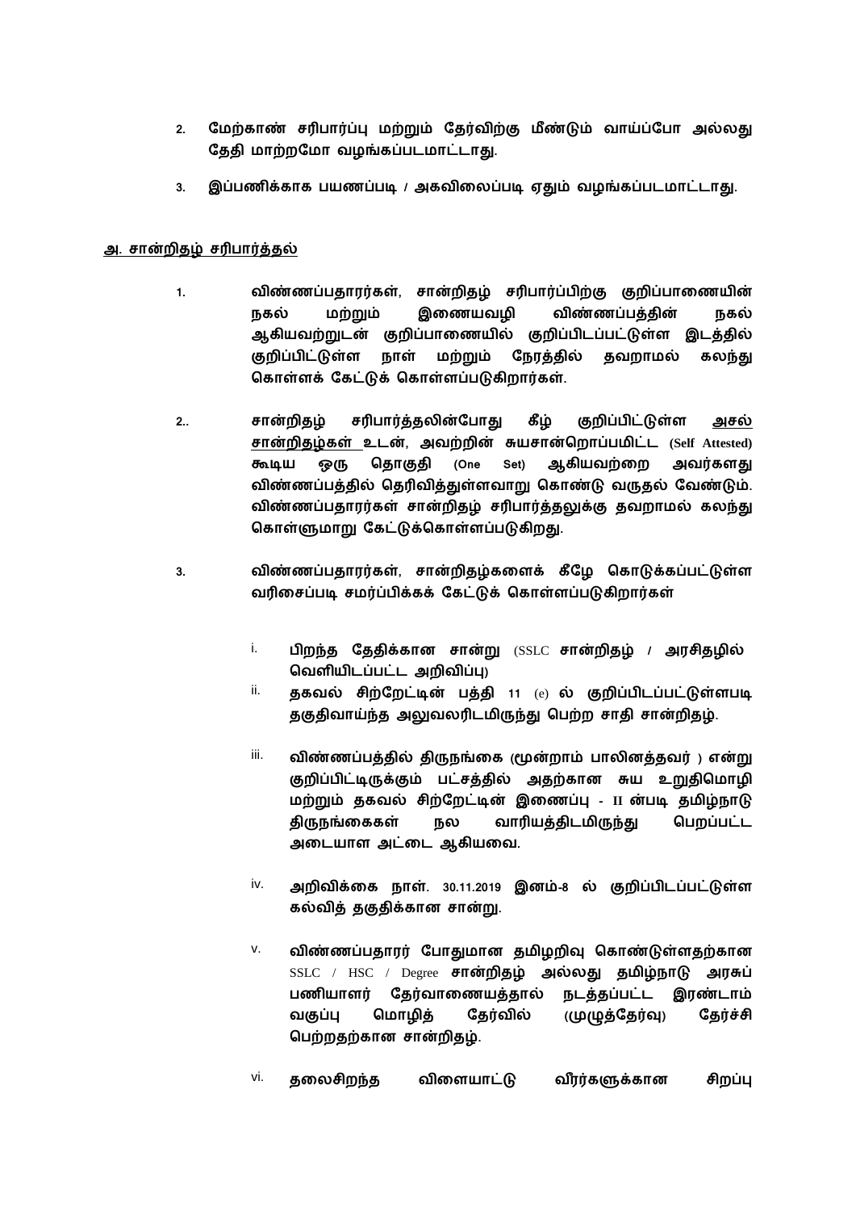2. மேற்காண் சரிபார்ப்பு மற்றும் தேர்விற்கு மீண்டும் வாய்ப்போ அல்லது தேதி மாற்றமோ வழங்கப்படமாட்டாது.

3. இப்பணிக்காக பயணப்படி / அகவிலைப்படி ஏதும் வழங்கப்படமாட்டாது.

**<u>அ. சான்றிதழ் சரிபார்த்தல்</u>**

1. விண்ணப்பதாரர்கள், சான்றிதழ் சரிபார்ப்பிற்கு குறிப்பாணையின் நகல் மற்றும் இணையவழி விண்ணப்பத்தின் நகல் ஆகியவற்றுடன் குறிப்பாணையில் குறிப்பிடப்பட்டுள்ள இடத்தில் குறிப்பிட்டுள்ள நாள் மற்றும் நேரத்தில் தவறாமல் கலந்து கொள்ளக் கேட்டுக் கொள்ளப்படுகிறார்கள்.

2.. சான்றிதழ் சரிபார்த்தலின்போது கீழ் குறிப்பிட்டுள்ள <u>அசல் சான்றிதழ்கள்</u> உடன், அவற்றின் சுயசான்றொப்பமிட்ட (Self Attested) கூடிய ஒரு தொகுதி (One Set) ஆகியவற்றை அவர்களது விண்ணப்பத்தில் தெரிவித்துள்ளவாறு கொண்டு வருதல் வேண்டும். விண்ணப்பதாரர்கள் சான்றிதழ் சரிபார்த்தலுக்கு தவறாமல் கலந்து கொள்ளுமாறு கேட்டுக்கொள்ளப்படுகிறது.

3. விண்ணப்பதாரர்கள், சான்றிதழ்களைக் கீழே கொடுக்கப்பட்டுள்ள வரிசைப்படி சமர்ப்பிக்கக் கேட்டுக் கொள்ளப்படுகிறார்கள்

   i. பிறந்த தேதிக்கான சான்று (SSLC சான்றிதழ் / அரசிதழில் வெளியிடப்பட்ட அறிவிப்பு)

   ii. தகவல் சிற்றேட்டின் பத்தி 11 (e) ல் குறிப்பிடப்பட்டுள்ளபடி தகுதிவாய்ந்த அலுவலரிடமிருந்து பெற்ற சாதி சான்றிதழ்.

   iii. விண்ணப்பத்தில் திருநங்கை (மூன்றாம் பாலினத்தவர் ) என்று குறிப்பிட்டிருக்கும் பட்சத்தில் அதற்கான சுய உறுதிமொழி மற்றும் தகவல் சிற்றேட்டின் இணைப்பு - II ன்படி தமிழ்நாடு திருநங்கைகள் நல வாரியத்திடமிருந்து பெறப்பட்ட அடையாள அட்டை ஆகியவை.

   iv. அறிவிக்கை நாள். 30.11.2019 இனம்-8 ல் குறிப்பிடப்பட்டுள்ள கல்வித் தகுதிக்கான சான்று.

   v. விண்ணப்பதாரர் போதுமான தமிழறிவு கொண்டுள்ளதற்கான SSLC / HSC / Degree சான்றிதழ் அல்லது தமிழ்நாடு அரசுப் பணியாளர் தேர்வாணையத்தால் நடத்தப்பட்ட இரண்டாம் வகுப்பு மொழித் தேர்வில் ((முழுத்தேர்வு) தேர்ச்சி பெற்றதற்கான சான்றிதழ்.

   vi. தலைசிறந்த விளையாட்டு வீரர்களுக்கான சிறப்பு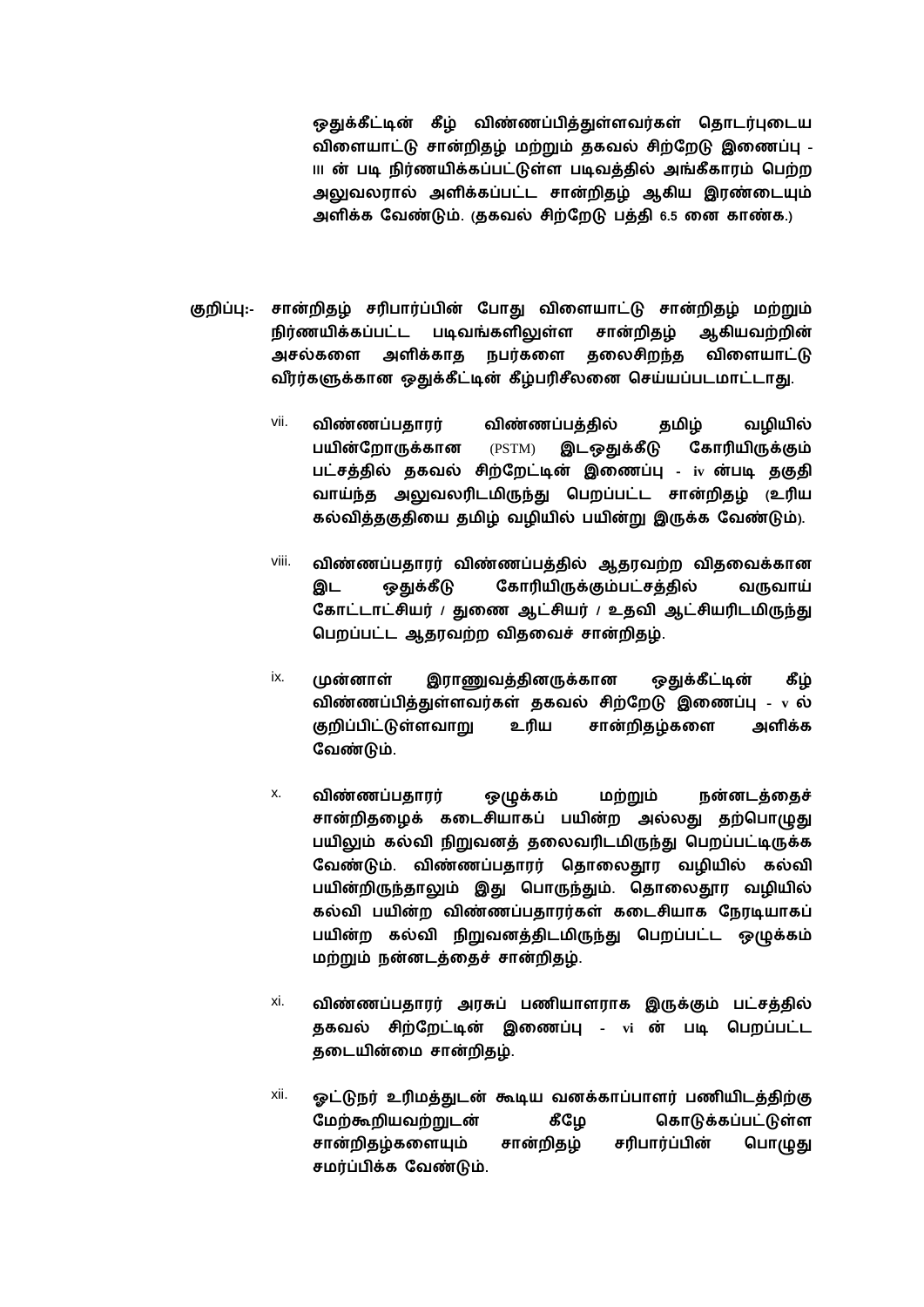ஒதுக்கீட்டின் கீழ் விண்ணப்பித்துள்ளவர்கள் தொடர்புடைய விளையாட்டு சான்றிதழ் மற்றும் தகவல் சிற்றேடு இணைப்பு - III ன் படி நிர்ணயிக்கப்பட்டுள்ள படிவத்தில் அங்கீகாரம் பெற்ற அலுவலரால் அளிக்கப்பட்ட சான்றிதழ் ஆகிய இரண்டையும் அளிக்க வேண்டும். (தகவல் சிற்றேடு பத்தி 6.5 னை காண்க.)

குறிப்பு:- சான்றிதழ் சரிபார்ப்பின் போது விளையாட்டு சான்றிதழ் மற்றும் நிர்ணயிக்கப்பட்ட படிவங்களிலுள்ள சான்றிதழ் ஆகியவற்றின் அசல்களை அளிக்காத நபர்களை தலைசிறந்த விளையாட்டு வீரர்களுக்கான ஒதுக்கீட்டின் கீழ்பரிசீலனை செய்யப்படமாட்டாது.

vii. விண்ணப்பதாரர் விண்ணப்பத்தில் தமிழ் வழியில் பயின்றோருக்கான (PSTM) இடஒதுக்கீடு கோரியிருக்கும் பட்சத்தில் தகவல் சிற்றேட்டின் இணைப்பு - iv ன்படி தகுதி வாய்ந்த அலுவலரிடமிருந்து பெறப்பட்ட சான்றிதழ் (உரிய கல்வித்தகுதியை தமிழ் வழியில் பயின்று இருக்க வேண்டும்).

viii. விண்ணப்பதாரர் விண்ணப்பத்தில் ஆதரவற்ற விதவைக்கான இட ஒதுக்கீடு கோரியிருக்கும்பட்சத்தில் வருவாய் கோட்டாட்சியர் / துணை ஆட்சியர் / உதவி ஆட்சியரிடமிருந்து பெறப்பட்ட ஆதரவற்ற விதவைச் சான்றிதழ்.

ix. முன்னாள் இராணுவத்தினருக்கான ஒதுக்கீட்டின் கீழ் விண்ணப்பித்துள்ளவர்கள் தகவல் சிற்றேடு இணைப்பு - v ல் குறிப்பிட்டுள்ளவாறு உரிய சான்றிதழ்களை அளிக்க வேண்டும்.

x. விண்ணப்பதாரர் ஒழுக்கம் மற்றும் நன்னடத்தைச் சான்றிதழைக் கடைசியாகப் பயின்ற அல்லது தற்பொழுது பயிலும் கல்வி நிறுவனத் தலைவரிடமிருந்து பெறப்பட்டிருக்க வேண்டும். விண்ணப்பதாரர் தொலைதூர வழியில் கல்வி பயின்றிருந்தாலும் இது பொருந்தும். தொலைதூர வழியில் கல்வி பயின்ற விண்ணப்பதாரர்கள் கடைசியாக நேரடியாகப் பயின்ற கல்வி நிறுவனத்திடமிருந்து பெறப்பட்ட ஒழுக்கம் மற்றும் நன்னடத்தைச் சான்றிதழ்.

xi. விண்ணப்பதாரர் அரசுப் பணியாளராக இருக்கும் பட்சத்தில் தகவல் சிற்றேட்டின் இணைப்பு - vi ன் படி பெறப்பட்ட தடையின்மை சான்றிதழ்.

xii. ஓட்டுநர் உரிமத்துடன் கூடிய வனக்காப்பாளர் பணியிடத்திற்கு மேற்கூறியவற்றுடன் கீழே கொடுக்கப்பட்டுள்ள சான்றிதழ்களையும் சான்றிதழ் சரிபார்ப்பின் பொழுது சமர்ப்பிக்க வேண்டும்.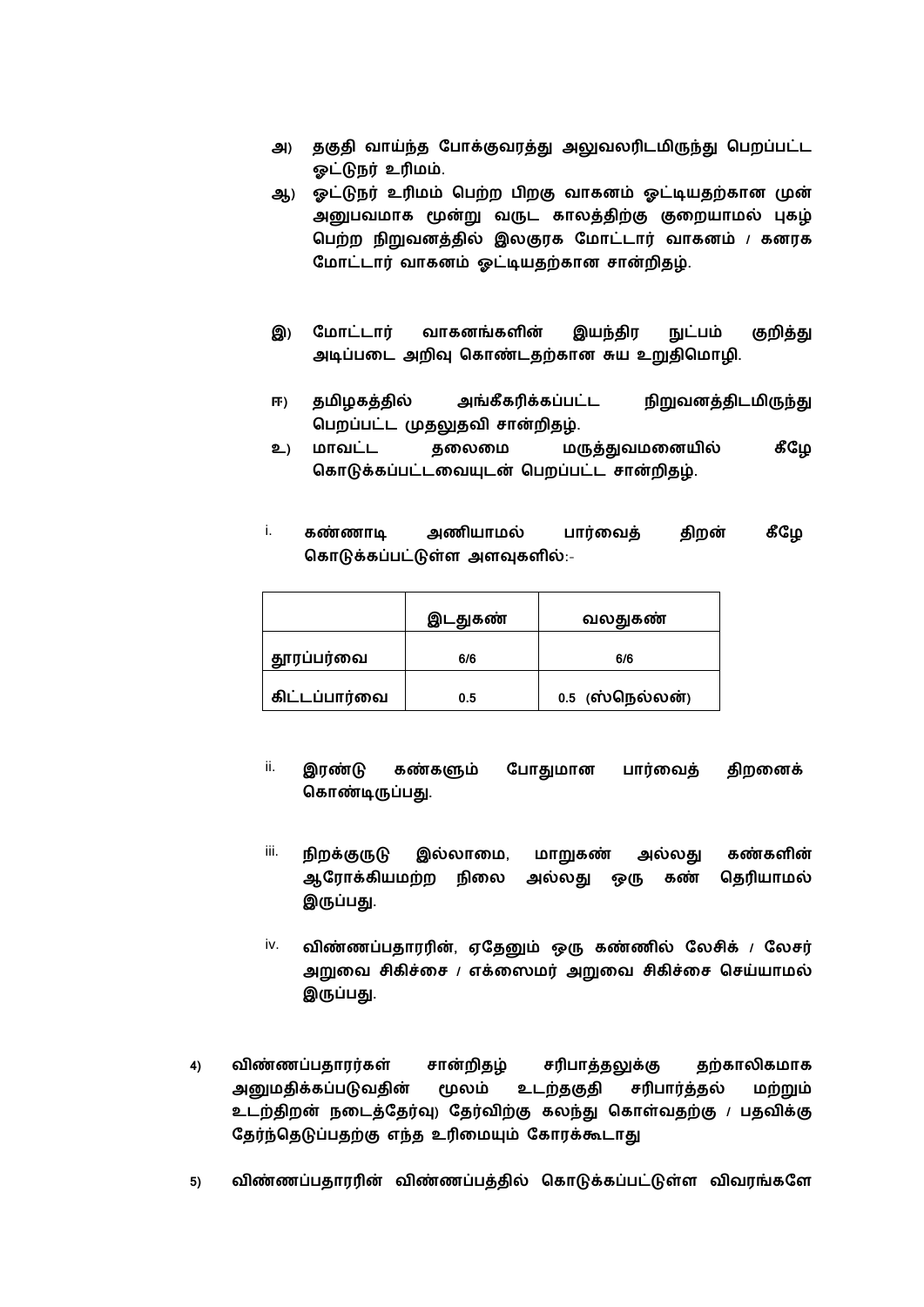அ) தகுதி வாய்ந்த போக்குவரத்து அலுவலரிடமிருந்து பெறப்பட்ட ஓட்டுநர் உரிமம்.

ஆ) ஓட்டுநர் உரிமம் பெற்ற பிறகு வாகனம் ஓட்டியதற்கான முன் அனுபவமாக மூன்று வருட காலத்திற்கு குறையாமல் புகழ் பெற்ற நிறுவனத்தில் இலகுரக மோட்டார் வாகனம் / கனரக மோட்டார் வாகனம் ஓட்டியதற்கான சான்றிதழ்.

இ) மோட்டார் வாகனங்களின் இயந்திர நுட்பம் குறித்து அடிப்படை அறிவு கொண்டதற்கான சுய உறுதிமொழி.

ஈ) தமிழகத்தில் அங்கீகரிக்கப்பட்ட நிறுவனத்திடமிருந்து பெறப்பட்ட முதலுதவி சான்றிதழ்.

உ) மாவட்ட தலைமை மருத்துவமனையில் கீழே கொடுக்கப்பட்டவையுடன் பெறப்பட்ட சான்றிதழ்.

i. கண்ணாடி அணியாமல் பார்வைத் திறன் கீழே கொடுக்கப்பட்டுள்ள அளவுகளில்:-

| | இடதுகண் | வலதுகண் |
|---|---|---|
| தூரப்பர்வை | 6/6 | 6/6 |
| கிட்டப்பார்வை | 0.5 | 0.5 (ஸ்நெல்லன்) |

ii. இரண்டு கண்களும் போதுமான பார்வைத் திறனைக் கொண்டிருப்பது.

iii. நிறக்குருடு இல்லாமை, மாறுகண் அல்லது கண்களின் ஆரோக்கியமற்ற நிலை அல்லது ஒரு கண் தெரியாமல் இருப்பது.

iv. விண்ணப்பதாரரின், ஏதேனும் ஒரு கண்ணில் லேசிக் / லேசர் அறுவை சிகிச்சை / எக்ஸைமர் அறுவை சிகிச்சை செய்யாமல் இருப்பது.

4) விண்ணப்பதாரர்கள் சான்றிதழ் சரிபாத்தலுக்கு தற்காலிகமாக அனுமதிக்கப்படுவதின் மூலம் உடற்தகுதி சரிபார்த்தல் மற்றும் உடற்திறன் நடைத்தேர்வு) தேர்விற்கு கலந்து கொள்வதற்கு / பதவிக்கு தேர்ந்தெடுப்பதற்கு எந்த உரிமையும் கோரக்கூடாது

5) விண்ணப்பதாரரின் விண்ணப்பத்தில் கொடுக்கப்பட்டுள்ள விவரங்களே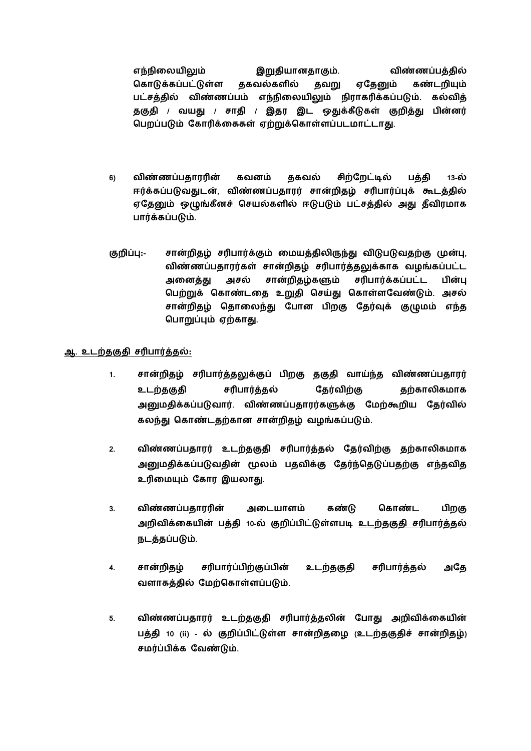எந்நிலையிலும் இறுதியானதாகும். விண்ணப்பத்தில் கொடுக்கப்பட்டுள்ள தகவல்களில் தவறு ஏதேனும் கண்டறியும் பட்சத்தில் விண்ணப்பம் எந்நிலையிலும் நிராகரிக்கப்படும். கல்வித் தகுதி / வயது / சாதி / இதர இட ஒதுக்கீடுகள் குறித்து பின்னர் பெறப்படும் கோரிக்கைகள் ஏற்றுக்கொள்ளப்படமாட்டாது.

6) விண்ணப்பதாரரின் கவனம் தகவல் சிற்றேட்டில் பத்தி 13-ல் ஈர்க்கப்படுவதுடன், விண்ணப்பதாரர் சான்றிதழ் சரிபார்ப்புக் கூடத்தில் ஏதேனும் ஒழுங்கீனச் செயல்களில் ஈடுபடும் பட்சத்தில் அது தீவிரமாக பார்க்கப்படும்.

குறிப்பு:- சான்றிதழ் சரிபார்க்கும் மையத்திலிருந்து விடுபடுவதற்கு முன்பு, விண்ணப்பதாரர்கள் சான்றிதழ் சரிபார்த்தலுக்காக வழங்கப்பட்ட அனைத்து அசல் சான்றிதழ்களும் சரிபார்க்கப்பட்ட பின்பு பெற்றுக் கொண்டதை உறுதி செய்து கொள்ளவேண்டும். அசல் சான்றிதழ் தொலைந்து போன பிறகு தேர்வுக் குழுமம் எந்த பொறுப்பும் ஏற்காது.

**ஆ. உடற்தகுதி சரிபார்த்தல்:**

1. சான்றிதழ் சரிபார்த்தலுக்குப் பிறகு தகுதி வாய்ந்த விண்ணப்பதாரர் உடற்தகுதி சரிபார்த்தல் தேர்விற்கு தற்காலிகமாக அனுமதிக்கப்படுவார். விண்ணப்பதாரர்களுக்கு மேற்கூறிய தேர்வில் கலந்து கொண்டதற்கான சான்றிதழ் வழங்கப்படும்.

2. விண்ணப்பதாரர் உடற்தகுதி சரிபார்த்தல் தேர்விற்கு தற்காலிகமாக அனுமதிக்கப்படுவதின் மூலம் பதவிக்கு தேர்ந்தெடுப்பதற்கு எந்தவித உரிமையும் கோர இயலாது.

3. விண்ணப்பதாரரின் அடையாளம் கண்டு கொண்ட பிறகு அறிவிக்கையின் பத்தி 10-ல் குறிப்பிட்டுள்ளபடி உடற்தகுதி சரிபார்த்தல் நடத்தப்படும்.

4. சான்றிதழ் சரிபார்ப்பிற்குப்பின் உடற்தகுதி சரிபார்த்தல் அதே வளாகத்தில் மேற்கொள்ளப்படும்.

5. விண்ணப்பதாரர் உடற்தகுதி சரிபார்த்தலின் போது அறிவிக்கையின் பத்தி 10 (ii) - ல் குறிப்பிட்டுள்ள சான்றிதழை (உடற்தகுதிச் சான்றிதழ்) சமர்ப்பிக்க வேண்டும்.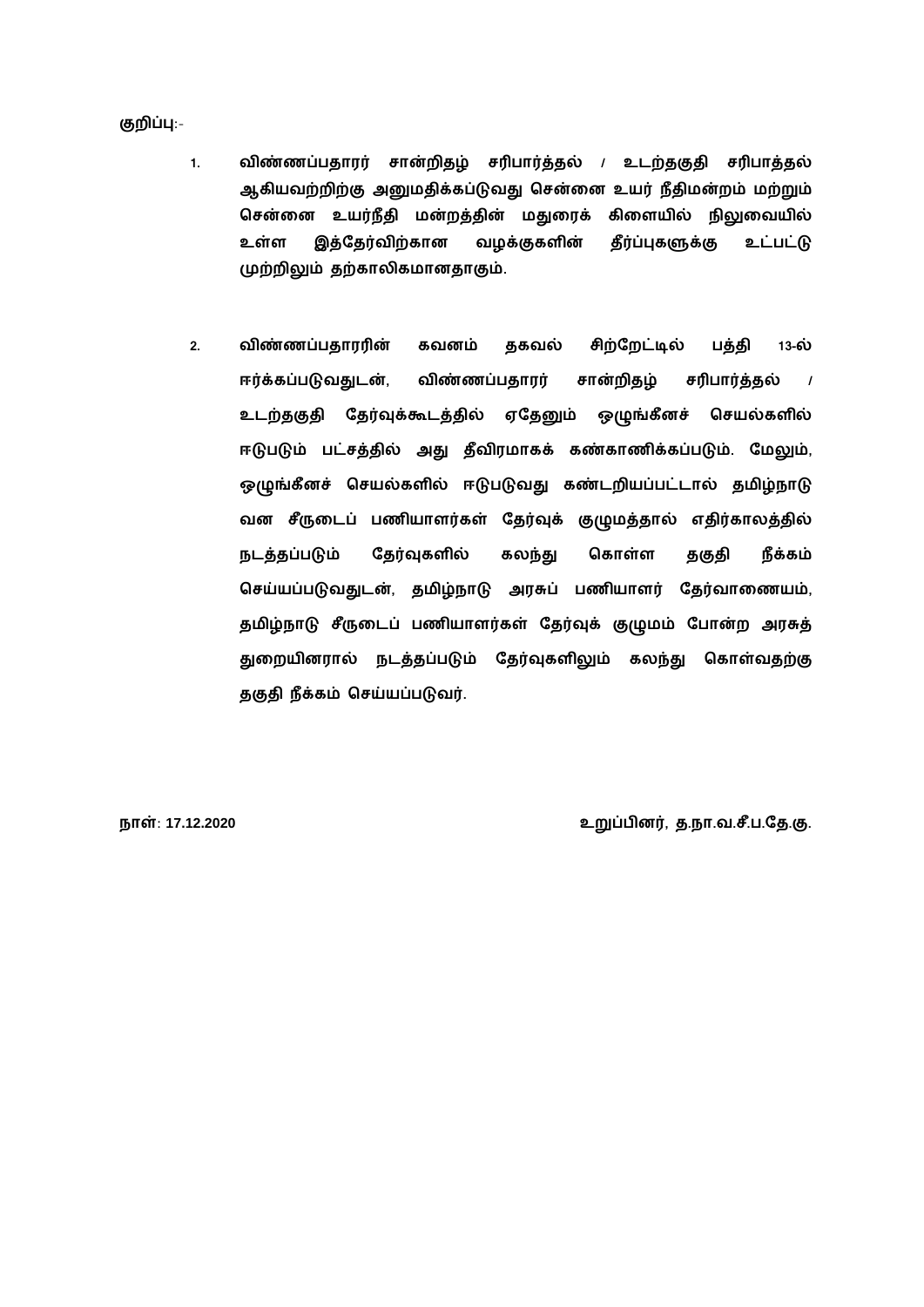குறிப்பு:-

1. விண்ணப்பதாரர் சான்றிதழ் சரிபார்த்தல் / உடற்தகுதி சரிபாத்தல் ஆகியவற்றிற்கு அனுமதிக்கப்டுவது சென்னை உயர் நீதிமன்றம் மற்றும் சென்னை உயர்நீதி மன்றத்தின் மதுரைக் கிளையில் நிலுவையில் உள்ள இத்தேர்விற்கான வழக்குகளின் தீர்ப்புகளுக்கு உட்பட்டு முற்றிலும் தற்காலிகமானதாகும்.

2. விண்ணப்பதாரரின் கவனம் தகவல் சிற்றேட்டில் பத்தி 13-ல் ஈர்க்கப்படுவதுடன், விண்ணப்பதாரர் சான்றிதழ் சரிபார்த்தல் / உடற்தகுதி தேர்வுக்கூடத்தில் ஏதேனும் ஒழுங்கீனச் செயல்களில் ஈடுபடும் பட்சத்தில் அது தீவிரமாகக் கண்காணிக்கப்படும். மேலும், ஒழுங்கீனச் செயல்களில் ஈடுபடுவது கண்டறியப்பட்டால் தமிழ்நாடு வன சீருடைப் பணியாளர்கள் தேர்வுக் குழுமத்தால் எதிர்காலத்தில் நடத்தப்படும் தேர்வுகளில் கலந்து கொள்ள தகுதி நீக்கம் செய்யப்படுவதுடன், தமிழ்நாடு அரசுப் பணியாளர் தேர்வாணையம், தமிழ்நாடு சீருடைப் பணியாளர்கள் தேர்வுக் குழுமம் போன்ற அரசுத் துறையினரால் நடத்தப்படும் தேர்வுகளிலும் கலந்து கொள்வதற்கு தகுதி நீக்கம் செய்யப்படுவர்.

நாள்: 17.12.2020

உறுப்பினர், த.நா.வ.சீ.ப.தே.கு.